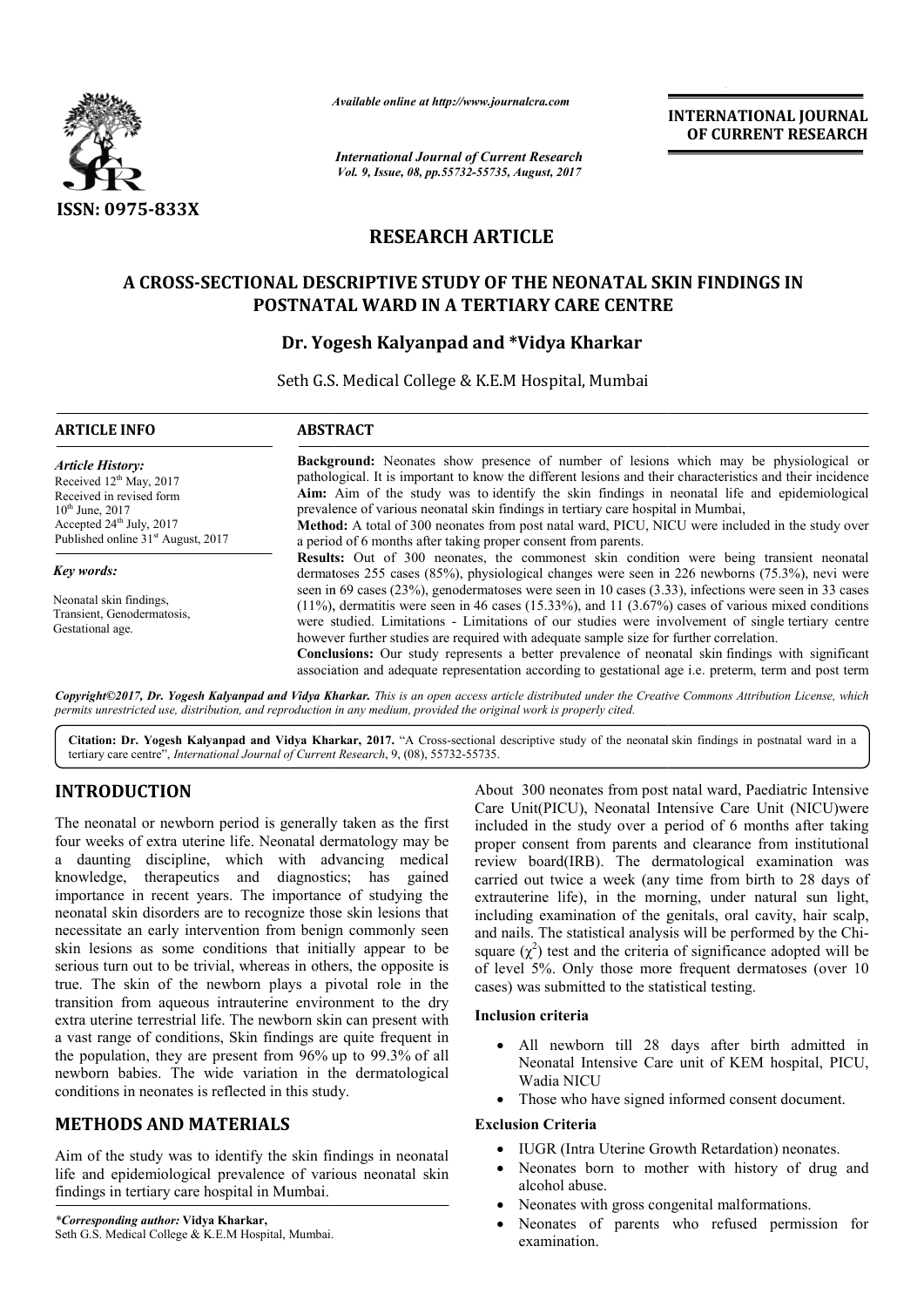*Available online at http://www.journalcra.com*

*International Journal of Current Research*
*Vol. 9, Issue, 08, pp.55732-55735, August, 2017*

**INTERNATIONAL JOURNAL OF CURRENT RESEARCH**

ISSN: 0975-833X

# RESEARCH ARTICLE

## A CROSS-SECTIONAL DESCRIPTIVE STUDY OF THE NEONATAL SKIN FINDINGS IN POSTNATAL WARD IN A TERTIARY CARE CENTRE

**Dr. Yogesh Kalyanpad and \*Vidya Kharkar**

Seth G.S. Medical College & K.E.M Hospital, Mumbai

**ARTICLE INFO**

*Article History:*
Received 12th May, 2017
Received in revised form 10th June, 2017
Accepted 24th July, 2017
Published online 31st August, 2017

*Key words:*
Neonatal skin findings, Transient, Genodermatosis, Gestational age.

**ABSTRACT**

**Background:** Neonates show presence of number of lesions which may be physiological or pathological. It is important to know the different lesions and their characteristics and their incidence

**Aim:** Aim of the study was to identify the skin findings in neonatal life and epidemiological prevalence of various neonatal skin findings in tertiary care hospital in Mumbai,

**Method:** A total of 300 neonates from post natal ward, PICU, NICU were included in the study over a period of 6 months after taking proper consent from parents.

**Results:** Out of 300 neonates, the commonest skin condition were being transient neonatal dermatoses 255 cases (85%), physiological changes were seen in 226 newborns (75.3%), nevi were seen in 69 cases (23%), genodermatoses were seen in 10 cases (3.33), infections were seen in 33 cases (11%), dermatitis were seen in 46 cases (15.33%), and 11 (3.67%) cases of various mixed conditions were studied. Limitations - Limitations of our studies were involvement of single tertiary centre however further studies are required with adequate sample size for further correlation.

**Conclusions:** Our study represents a better prevalence of neonatal skin findings with significant association and adequate representation according to gestational age i.e. preterm, term and post term

*Copyright©2017, Dr. Yogesh Kalyanpad and Vidya Kharkar. This is an open access article distributed under the Creative Commons Attribution License, which permits unrestricted use, distribution, and reproduction in any medium, provided the original work is properly cited.*

**Citation: Dr. Yogesh Kalyanpad and Vidya Kharkar, 2017.** "A Cross-sectional descriptive study of the neonatal skin findings in postnatal ward in a tertiary care centre", *International Journal of Current Research*, 9, (08), 55732-55735.

## INTRODUCTION

The neonatal or newborn period is generally taken as the first four weeks of extra uterine life. Neonatal dermatology may be a daunting discipline, which with advancing medical knowledge, therapeutics and diagnostics; has gained importance in recent years. The importance of studying the neonatal skin disorders are to recognize those skin lesions that necessitate an early intervention from benign commonly seen skin lesions as some conditions that initially appear to be serious turn out to be trivial, whereas in others, the opposite is true. The skin of the newborn plays a pivotal role in the transition from aqueous intrauterine environment to the dry extra uterine terrestrial life. The newborn skin can present with a vast range of conditions, Skin findings are quite frequent in the population, they are present from 96% up to 99.3% of all newborn babies. The wide variation in the dermatological conditions in neonates is reflected in this study.

## METHODS AND MATERIALS

Aim of the study was to identify the skin findings in neonatal life and epidemiological prevalence of various neonatal skin findings in tertiary care hospital in Mumbai.

About 300 neonates from post natal ward, Paediatric Intensive Care Unit(PICU), Neonatal Intensive Care Unit (NICU)were included in the study over a period of 6 months after taking proper consent from parents and clearance from institutional review board(IRB). The dermatological examination was carried out twice a week (any time from birth to 28 days of extrauterine life), in the morning, under natural sun light, including examination of the genitals, oral cavity, hair scalp, and nails. The statistical analysis will be performed by the Chi-square ($\chi^2$) test and the criteria of significance adopted will be of level 5%. Only those more frequent dermatoses (over 10 cases) was submitted to the statistical testing.

### Inclusion criteria

- All newborn till 28 days after birth admitted in Neonatal Intensive Care unit of KEM hospital, PICU, Wadia NICU
- Those who have signed informed consent document.

### Exclusion Criteria

- IUGR (Intra Uterine Growth Retardation) neonates.
- Neonates born to mother with history of drug and alcohol abuse.
- Neonates with gross congenital malformations.
- Neonates of parents who refused permission for examination.

*\*Corresponding author:* **Vidya Kharkar,**
Seth G.S. Medical College & K.E.M Hospital, Mumbai.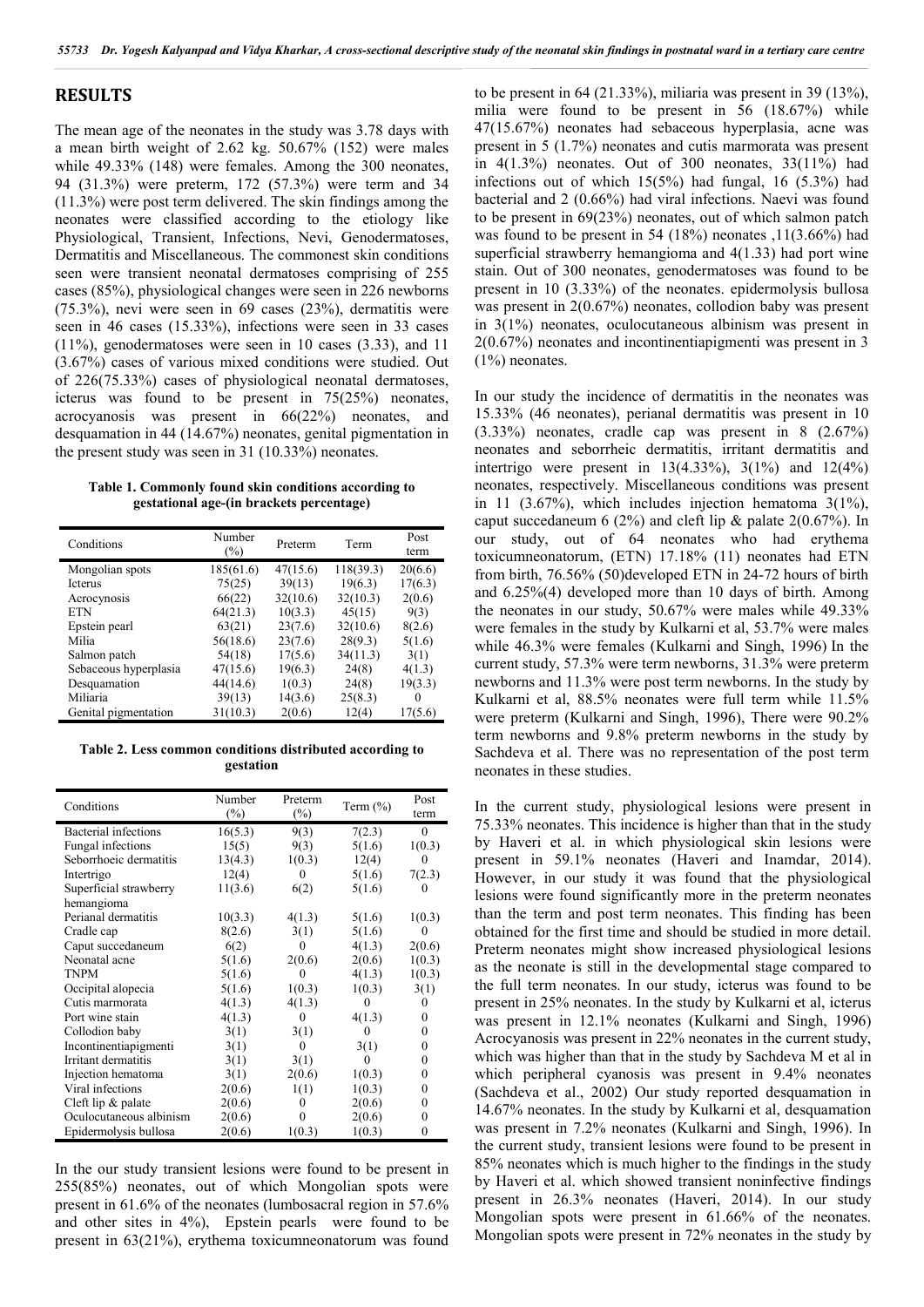## RESULTS

The mean age of the neonates in the study was 3.78 days with a mean birth weight of 2.62 kg. 50.67% (152) were males while 49.33% (148) were females. Among the 300 neonates, 94 (31.3%) were preterm, 172 (57.3%) were term and 34 (11.3%) were post term delivered. The skin findings among the neonates were classified according to the etiology like Physiological, Transient, Infections, Nevi, Genodermatoses, Dermatitis and Miscellaneous. The commonest skin conditions seen were transient neonatal dermatoses comprising of 255 cases (85%), physiological changes were seen in 226 newborns (75.3%), nevi were seen in 69 cases (23%), dermatitis were seen in 46 cases (15.33%), infections were seen in 33 cases (11%), genodermatoses were seen in 10 cases (3.33), and 11 (3.67%) cases of various mixed conditions were studied. Out of 226(75.33%) cases of physiological neonatal dermatoses, icterus was found to be present in 75(25%) neonates, acrocyanosis was present in 66(22%) neonates, and desquamation in 44 (14.67%) neonates, genital pigmentation in the present study was seen in 31 (10.33%) neonates.

**Table 1. Commonly found skin conditions according to gestational age-(in brackets percentage)**

| Conditions | Number (%) | Preterm | Term | Post term |
|---|---|---|---|---|
| Mongolian spots | 185(61.6) | 47(15.6) | 118(39.3) | 20(6.6) |
| Icterus | 75(25) | 39(13) | 19(6.3) | 17(6.3) |
| Acrocynosis | 66(22) | 32(10.6) | 32(10.3) | 2(0.6) |
| ETN | 64(21.3) | 10(3.3) | 45(15) | 9(3) |
| Epstein pearl | 63(21) | 23(7.6) | 32(10.6) | 8(2.6) |
| Milia | 56(18.6) | 23(7.6) | 28(9.3) | 5(1.6) |
| Salmon patch | 54(18) | 17(5.6) | 34(11.3) | 3(1) |
| Sebaceous hyperplasia | 47(15.6) | 19(6.3) | 24(8) | 4(1.3) |
| Desquamation | 44(14.6) | 1(0.3) | 24(8) | 19(3.3) |
| Miliaria | 39(13) | 14(3.6) | 25(8.3) | 0 |
| Genital pigmentation | 31(10.3) | 2(0.6) | 12(4) | 17(5.6) |

**Table 2. Less common conditions distributed according to gestation**

| Conditions | Number (%) | Preterm (%) | Term (%) | Post term |
|---|---|---|---|---|
| Bacterial infections | 16(5.3) | 9(3) | 7(2.3) | 0 |
| Fungal infections | 15(5) | 9(3) | 5(1.6) | 1(0.3) |
| Seborrhoeic dermatitis | 13(4.3) | 1(0.3) | 12(4) | 0 |
| Intertrigo | 12(4) | 0 | 5(1.6) | 7(2.3) |
| Superficial strawberry hemangioma | 11(3.6) | 6(2) | 5(1.6) | 0 |
| Perianal dermatitis | 10(3.3) | 4(1.3) | 5(1.6) | 1(0.3) |
| Cradle cap | 8(2.6) | 3(1) | 5(1.6) | 0 |
| Caput succedaneum | 6(2) | 0 | 4(1.3) | 2(0.6) |
| Neonatal acne | 5(1.6) | 2(0.6) | 2(0.6) | 1(0.3) |
| TNPM | 5(1.6) | 0 | 4(1.3) | 1(0.3) |
| Occipital alopecia | 5(1.6) | 1(0.3) | 1(0.3) | 3(1) |
| Cutis marmorata | 4(1.3) | 4(1.3) | 0 | 0 |
| Port wine stain | 4(1.3) | 0 | 4(1.3) | 0 |
| Collodion baby | 3(1) | 3(1) | 0 | 0 |
| Incontinentiapigmenti | 3(1) | 0 | 3(1) | 0 |
| Irritant dermatitis | 3(1) | 3(1) | 0 | 0 |
| Injection hematoma | 3(1) | 2(0.6) | 1(0.3) | 0 |
| Viral infections | 2(0.6) | 1(1) | 1(0.3) | 0 |
| Cleft lip & palate | 2(0.6) | 0 | 2(0.6) | 0 |
| Oculocutaneous albinism | 2(0.6) | 0 | 2(0.6) | 0 |
| Epidermolysis bullosa | 2(0.6) | 1(0.3) | 1(0.3) | 0 |

In the our study transient lesions were found to be present in 255(85%) neonates, out of which Mongolian spots were present in 61.6% of the neonates (lumbosacral region in 57.6% and other sites in 4%), Epstein pearls were found to be present in 63(21%), erythema toxicumneonatorum was found to be present in 64 (21.33%), miliaria was present in 39 (13%), milia were found to be present in 56 (18.67%) while 47(15.67%) neonates had sebaceous hyperplasia, acne was present in 5 (1.7%) neonates and cutis marmorata was present in 4(1.3%) neonates. Out of 300 neonates, 33(11%) had infections out of which 15(5%) had fungal, 16 (5.3%) had bacterial and 2 (0.66%) had viral infections. Naevi was found to be present in 69(23%) neonates, out of which salmon patch was found to be present in 54 (18%) neonates ,11(3.66%) had superficial strawberry hemangioma and 4(1.33) had port wine stain. Out of 300 neonates, genodermatoses was found to be present in 10 (3.33%) of the neonates. epidermolysis bullosa was present in 2(0.67%) neonates, collodion baby was present in 3(1%) neonates, oculocutaneous albinism was present in 2(0.67%) neonates and incontinentiapigmenti was present in 3 (1%) neonates.

In our study the incidence of dermatitis in the neonates was 15.33% (46 neonates), perianal dermatitis was present in 10 (3.33%) neonates, cradle cap was present in 8 (2.67%) neonates and seborrheic dermatitis, irritant dermatitis and intertrigo were present in 13(4.33%), 3(1%) and 12(4%) neonates, respectively. Miscellaneous conditions was present in 11 (3.67%), which includes injection hematoma 3(1%), caput succedaneum 6 (2%) and cleft lip & palate 2(0.67%). In our study, out of 64 neonates who had erythema toxicumneonatorum, (ETN) 17.18% (11) neonates had ETN from birth, 76.56% (50)developed ETN in 24-72 hours of birth and 6.25%(4) developed more than 10 days of birth. Among the neonates in our study, 50.67% were males while 49.33% were females in the study by Kulkarni et al, 53.7% were males while 46.3% were females (Kulkarni and Singh, 1996) In the current study, 57.3% were term newborns, 31.3% were preterm newborns and 11.3% were post term newborns. In the study by Kulkarni et al, 88.5% neonates were full term while 11.5% were preterm (Kulkarni and Singh, 1996), There were 90.2% term newborns and 9.8% preterm newborns in the study by Sachdeva et al. There was no representation of the post term neonates in these studies.

In the current study, physiological lesions were present in 75.33% neonates. This incidence is higher than that in the study by Haveri et al. in which physiological skin lesions were present in 59.1% neonates (Haveri and Inamdar, 2014). However, in our study it was found that the physiological lesions were found significantly more in the preterm neonates than the term and post term neonates. This finding has been obtained for the first time and should be studied in more detail. Preterm neonates might show increased physiological lesions as the neonate is still in the developmental stage compared to the full term neonates. In our study, icterus was found to be present in 25% neonates. In the study by Kulkarni et al, icterus was present in 12.1% neonates (Kulkarni and Singh, 1996) Acrocyanosis was present in 22% neonates in the current study, which was higher than that in the study by Sachdeva M et al in which peripheral cyanosis was present in 9.4% neonates (Sachdeva et al., 2002) Our study reported desquamation in 14.67% neonates. In the study by Kulkarni et al, desquamation was present in 7.2% neonates (Kulkarni and Singh, 1996). In the current study, transient lesions were found to be present in 85% neonates which is much higher to the findings in the study by Haveri et al. which showed transient noninfective findings present in 26.3% neonates (Haveri, 2014). In our study Mongolian spots were present in 61.66% of the neonates. Mongolian spots were present in 72% neonates in the study by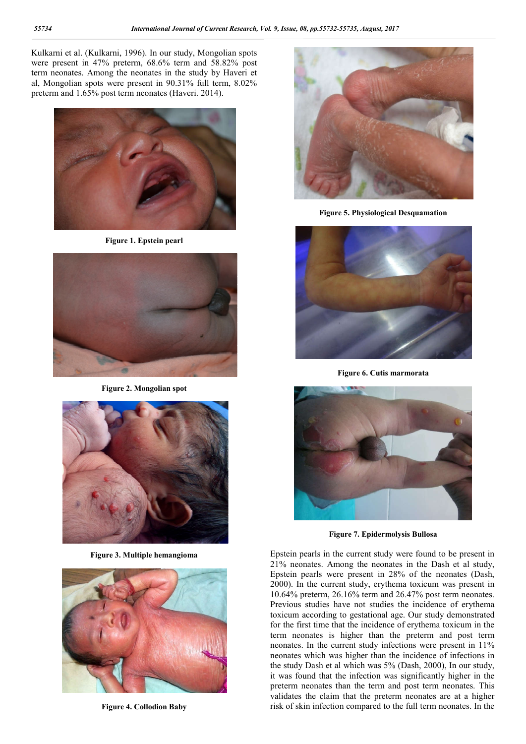Kulkarni et al. (Kulkarni, 1996). In our study, Mongolian spots were present in 47% preterm, 68.6% term and 58.82% post term neonates. Among the neonates in the study by Haveri et al, Mongolian spots were present in 90.31% full term, 8.02% preterm and 1.65% post term neonates (Haveri. 2014).

**Figure 1. Epstein pearl**

**Figure 2. Mongolian spot**

**Figure 3. Multiple hemangioma**

**Figure 4. Collodion Baby**

**Figure 5. Physiological Desquamation**

**Figure 6. Cutis marmorata**

**Figure 7. Epidermolysis Bullosa**

Epstein pearls in the current study were found to be present in 21% neonates. Among the neonates in the Dash et al study, Epstein pearls were present in 28% of the neonates (Dash, 2000). In the current study, erythema toxicum was present in 10.64% preterm, 26.16% term and 26.47% post term neonates. Previous studies have not studies the incidence of erythema toxicum according to gestational age. Our study demonstrated for the first time that the incidence of erythema toxicum in the term neonates is higher than the preterm and post term neonates. In the current study infections were present in 11% neonates which was higher than the incidence of infections in the study Dash et al which was 5% (Dash, 2000), In our study, it was found that the infection was significantly higher in the preterm neonates than the term and post term neonates. This validates the claim that the preterm neonates are at a higher risk of skin infection compared to the full term neonates. In the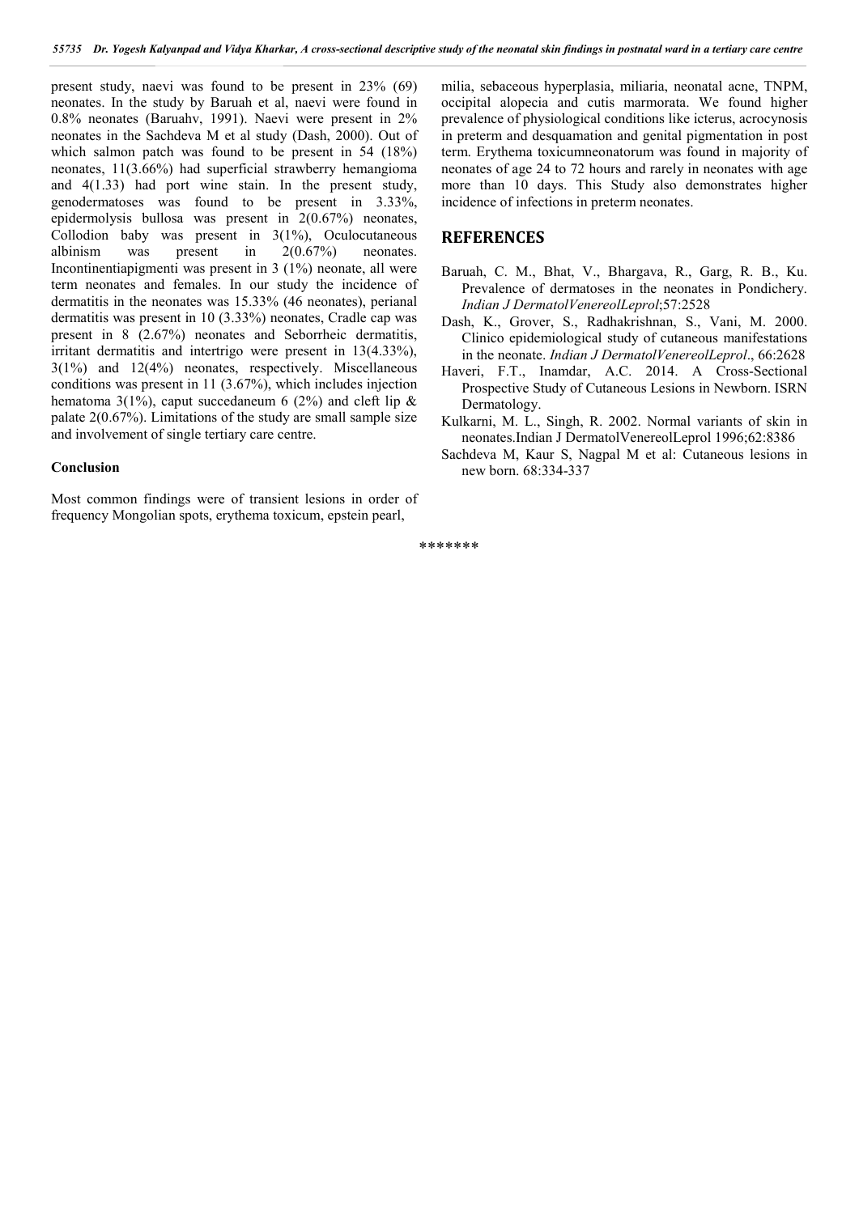present study, naevi was found to be present in 23% (69) neonates. In the study by Baruah et al, naevi were found in 0.8% neonates (Baruahv, 1991). Naevi were present in 2% neonates in the Sachdeva M et al study (Dash, 2000). Out of which salmon patch was found to be present in 54 (18%) neonates, 11(3.66%) had superficial strawberry hemangioma and 4(1.33) had port wine stain. In the present study, genodermatoses was found to be present in 3.33%, epidermolysis bullosa was present in 2(0.67%) neonates, Collodion baby was present in 3(1%), Oculocutaneous albinism was present in 2(0.67%) neonates. Incontinentiapigmenti was present in 3 (1%) neonate, all were term neonates and females. In our study the incidence of dermatitis in the neonates was 15.33% (46 neonates), perianal dermatitis was present in 10 (3.33%) neonates, Cradle cap was present in 8 (2.67%) neonates and Seborrheic dermatitis, irritant dermatitis and intertrigo were present in 13(4.33%), 3(1%) and 12(4%) neonates, respectively. Miscellaneous conditions was present in 11 (3.67%), which includes injection hematoma 3(1%), caput succedaneum 6 (2%) and cleft lip & palate 2(0.67%). Limitations of the study are small sample size and involvement of single tertiary care centre.

### Conclusion

Most common findings were of transient lesions in order of frequency Mongolian spots, erythema toxicum, epstein pearl, milia, sebaceous hyperplasia, miliaria, neonatal acne, TNPM, occipital alopecia and cutis marmorata. We found higher prevalence of physiological conditions like icterus, acrocynosis in preterm and desquamation and genital pigmentation in post term. Erythema toxicumneonatorum was found in majority of neonates of age 24 to 72 hours and rarely in neonates with age more than 10 days. This Study also demonstrates higher incidence of infections in preterm neonates.

## REFERENCES

- Baruah, C. M., Bhat, V., Bhargava, R., Garg, R. B., Ku. Prevalence of dermatoses in the neonates in Pondichery. *Indian J DermatolVenereolLeprol*;57:2528
- Dash, K., Grover, S., Radhakrishnan, S., Vani, M. 2000. Clinico epidemiological study of cutaneous manifestations in the neonate. *Indian J DermatolVenereolLeprol*., 66:2628
- Haveri, F.T., Inamdar, A.C. 2014. A Cross-Sectional Prospective Study of Cutaneous Lesions in Newborn. ISRN Dermatology.
- Kulkarni, M. L., Singh, R. 2002. Normal variants of skin in neonates.Indian J DermatolVenereolLeprol 1996;62:8386
- Sachdeva M, Kaur S, Nagpal M et al: Cutaneous lesions in new born. 68:334-337

*******